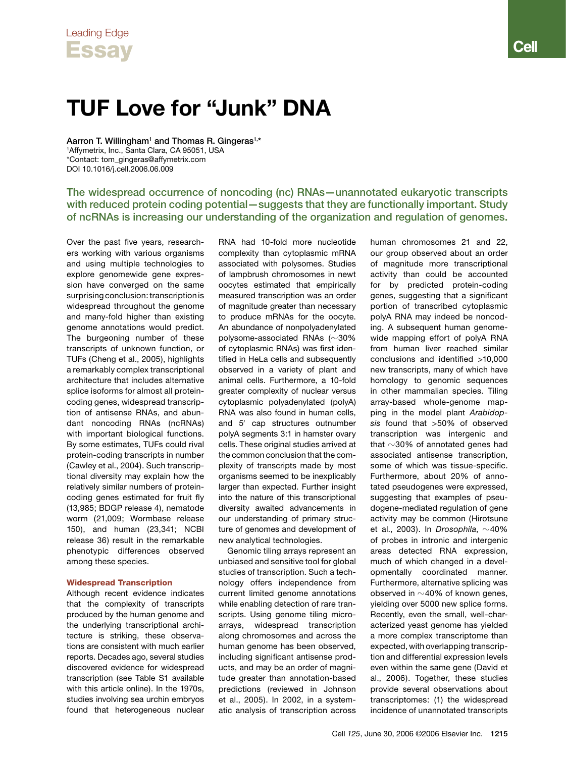Leading Edge

# Essay

# TUF Love for "Junk" DNA

**Aarron T. Willingham[1] and Thomas R. Gingeras[1,*]**
[1]Affymetrix, Inc., Santa Clara, CA 95051, USA
*Contact: tom_gingeras@affymetrix.com
DOI 10.1016/j.cell.2006.06.009

**The widespread occurrence of noncoding (nc) RNAs—unannotated eukaryotic transcripts with reduced protein coding potential—suggests that they are functionally important. Study of ncRNAs is increasing our understanding of the organization and regulation of genomes.**

Over the past five years, researchers working with various organisms and using multiple technologies to explore genomewide gene expression have converged on the same surprising conclusion: transcription is widespread throughout the genome and many-fold higher than existing genome annotations would predict. The burgeoning number of these transcripts of unknown function, or TUFs (Cheng et al., 2005), highlights a remarkably complex transcriptional architecture that includes alternative splice isoforms for almost all protein-coding genes, widespread transcription of antisense RNAs, and abundant noncoding RNAs (ncRNAs) with important biological functions. By some estimates, TUFs could rival protein-coding transcripts in number (Cawley et al., 2004). Such transcriptional diversity may explain how the relatively similar numbers of protein-coding genes estimated for fruit fly (13,985; BDGP release 4), nematode worm (21,009; Wormbase release 150), and human (23,341; NCBI release 36) result in the remarkable phenotypic differences observed among these species.

## Widespread Transcription

Although recent evidence indicates that the complexity of transcripts produced by the human genome and the underlying transcriptional architecture is striking, these observations are consistent with much earlier reports. Decades ago, several studies discovered evidence for widespread transcription (see Table S1 available with this article online). In the 1970s, studies involving sea urchin embryos found that heterogeneous nuclear RNA had 10-fold more nucleotide complexity than cytoplasmic mRNA associated with polysomes. Studies of lampbrush chromosomes in newt oocytes estimated that empirically measured transcription was an order of magnitude greater than necessary to produce mRNAs for the oocyte. An abundance of nonpolyadenylated polysome-associated RNAs (~30% of cytoplasmic RNAs) was first identified in HeLa cells and subsequently observed in a variety of plant and animal cells. Furthermore, a 10-fold greater complexity of nuclear versus cytoplasmic polyadenylated (polyA) RNA was also found in human cells, and 5′ cap structures outnumber polyA segments 3:1 in hamster ovary cells. These original studies arrived at the common conclusion that the complexity of transcripts made by most organisms seemed to be inexplicably larger than expected. Further insight into the nature of this transcriptional diversity awaited advancements in our understanding of primary structure of genomes and development of new analytical technologies.

Genomic tiling arrays represent an unbiased and sensitive tool for global studies of transcription. Such a technology offers independence from current limited genome annotations while enabling detection of rare transcripts. Using genome tiling microarrays, widespread transcription along chromosomes and across the human genome has been observed, including significant antisense products, and may be an order of magnitude greater than annotation-based predictions (reviewed in Johnson et al., 2005). In 2002, in a systematic analysis of transcription across human chromosomes 21 and 22, our group observed about an order of magnitude more transcriptional activity than could be accounted for by predicted protein-coding genes, suggesting that a significant portion of transcribed cytoplasmic polyA RNA may indeed be noncoding. A subsequent human genomewide mapping effort of polyA RNA from human liver reached similar conclusions and identified >10,000 new transcripts, many of which have homology to genomic sequences in other mammalian species. Tiling array-based whole-genome mapping in the model plant *Arabidopsis* found that >50% of observed transcription was intergenic and that ~30% of annotated genes had associated antisense transcription, some of which was tissue-specific. Furthermore, about 20% of annotated pseudogenes were expressed, suggesting that examples of pseudogene-mediated regulation of gene activity may be common (Hirotsune et al., 2003). In *Drosophila*, ~40% of probes in intronic and intergenic areas detected RNA expression, much of which changed in a developmentally coordinated manner. Furthermore, alternative splicing was observed in ~40% of known genes, yielding over 5000 new splice forms. Recently, even the small, well-characterized yeast genome has yielded a more complex transcriptome than expected, with overlapping transcription and differential expression levels even within the same gene (David et al., 2006). Together, these studies provide several observations about transcriptomes: (1) the widespread incidence of unannotated transcripts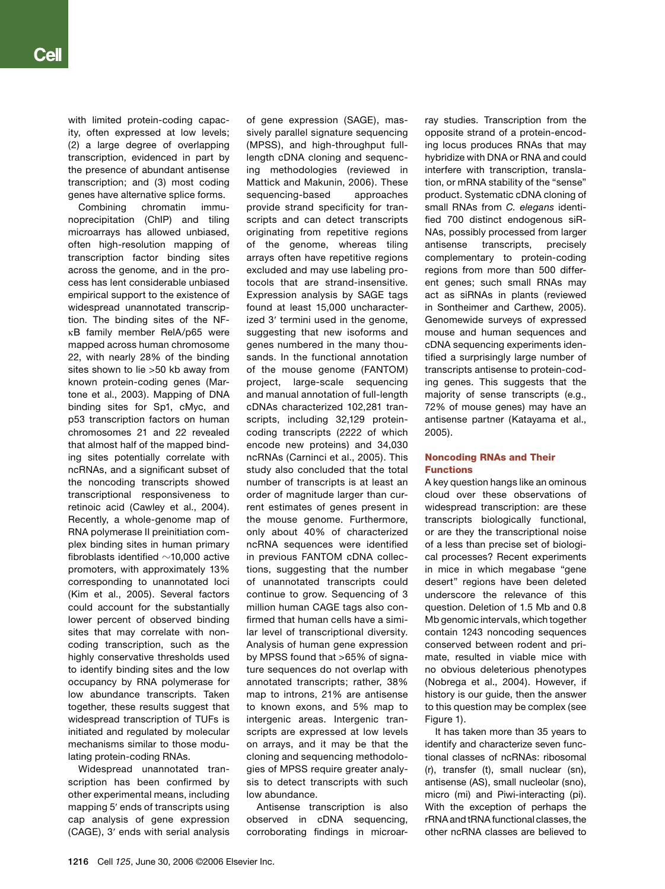with limited protein-coding capacity, often expressed at low levels; (2) a large degree of overlapping transcription, evidenced in part by the presence of abundant antisense transcription; and (3) most coding genes have alternative splice forms.

Combining chromatin immunoprecipitation (ChIP) and tiling microarrays has allowed unbiased, often high-resolution mapping of transcription factor binding sites across the genome, and in the process has lent considerable unbiased empirical support to the existence of widespread unannotated transcription. The binding sites of the NF-κB family member RelA/p65 were mapped across human chromosome 22, with nearly 28% of the binding sites shown to lie >50 kb away from known protein-coding genes (Martone et al., 2003). Mapping of DNA binding sites for Sp1, cMyc, and p53 transcription factors on human chromosomes 21 and 22 revealed that almost half of the mapped binding sites potentially correlate with ncRNAs, and a significant subset of the noncoding transcripts showed transcriptional responsiveness to retinoic acid (Cawley et al., 2004). Recently, a whole-genome map of RNA polymerase II preinitiation complex binding sites in human primary fibroblasts identified ~10,000 active promoters, with approximately 13% corresponding to unannotated loci (Kim et al., 2005). Several factors could account for the substantially lower percent of observed binding sites that may correlate with noncoding transcription, such as the highly conservative thresholds used to identify binding sites and the low occupancy by RNA polymerase for low abundance transcripts. Taken together, these results suggest that widespread transcription of TUFs is initiated and regulated by molecular mechanisms similar to those modulating protein-coding RNAs.

Widespread unannotated transcription has been confirmed by other experimental means, including mapping 5′ ends of transcripts using cap analysis of gene expression (CAGE), 3′ ends with serial analysis of gene expression (SAGE), massively parallel signature sequencing (MPSS), and high-throughput full-length cDNA cloning and sequencing methodologies (reviewed in Mattick and Makunin, 2006). These sequencing-based approaches provide strand specificity for transcripts and can detect transcripts originating from repetitive regions of the genome, whereas tiling arrays often have repetitive regions excluded and may use labeling protocols that are strand-insensitive. Expression analysis by SAGE tags found at least 15,000 uncharacterized 3′ termini used in the genome, suggesting that new isoforms and genes numbered in the many thousands. In the functional annotation of the mouse genome (FANTOM) project, large-scale sequencing and manual annotation of full-length cDNAs characterized 102,281 transcripts, including 32,129 protein-coding transcripts (2222 of which encode new proteins) and 34,030 ncRNAs (Carninci et al., 2005). This study also concluded that the total number of transcripts is at least an order of magnitude larger than current estimates of genes present in the mouse genome. Furthermore, only about 40% of characterized ncRNA sequences were identified in previous FANTOM cDNA collections, suggesting that the number of unannotated transcripts could continue to grow. Sequencing of 3 million human CAGE tags also confirmed that human cells have a similar level of transcriptional diversity. Analysis of human gene expression by MPSS found that >65% of signature sequences do not overlap with annotated transcripts; rather, 38% map to introns, 21% are antisense to known exons, and 5% map to intergenic areas. Intergenic transcripts are expressed at low levels on arrays, and it may be that the cloning and sequencing methodologies of MPSS require greater analysis to detect transcripts with such low abundance.

Antisense transcription is also observed in cDNA sequencing, corroborating findings in microarray studies. Transcription from the opposite strand of a protein-encoding locus produces RNAs that may hybridize with DNA or RNA and could interfere with transcription, translation, or mRNA stability of the "sense" product. Systematic cDNA cloning of small RNAs from *C. elegans* identified 700 distinct endogenous siRNAs, possibly processed from larger antisense transcripts, precisely complementary to protein-coding regions from more than 500 different genes; such small RNAs may act as siRNAs in plants (reviewed in Sontheimer and Carthew, 2005). Genomewide surveys of expressed mouse and human sequences and cDNA sequencing experiments identified a surprisingly large number of transcripts antisense to protein-coding genes. This suggests that the majority of sense transcripts (e.g., 72% of mouse genes) may have an antisense partner (Katayama et al., 2005).

## Noncoding RNAs and Their Functions

A key question hangs like an ominous cloud over these observations of widespread transcription: are these transcripts biologically functional, or are they the transcriptional noise of a less than precise set of biological processes? Recent experiments in mice in which megabase "gene desert" regions have been deleted underscore the relevance of this question. Deletion of 1.5 Mb and 0.8 Mb genomic intervals, which together contain 1243 noncoding sequences conserved between rodent and primate, resulted in viable mice with no obvious deleterious phenotypes (Nobrega et al., 2004). However, if history is our guide, then the answer to this question may be complex (see Figure 1).

It has taken more than 35 years to identify and characterize seven functional classes of ncRNAs: ribosomal (r), transfer (t), small nuclear (sn), antisense (AS), small nucleolar (sno), micro (mi) and Piwi-interacting (pi). With the exception of perhaps the rRNA and tRNA functional classes, the other ncRNA classes are believed to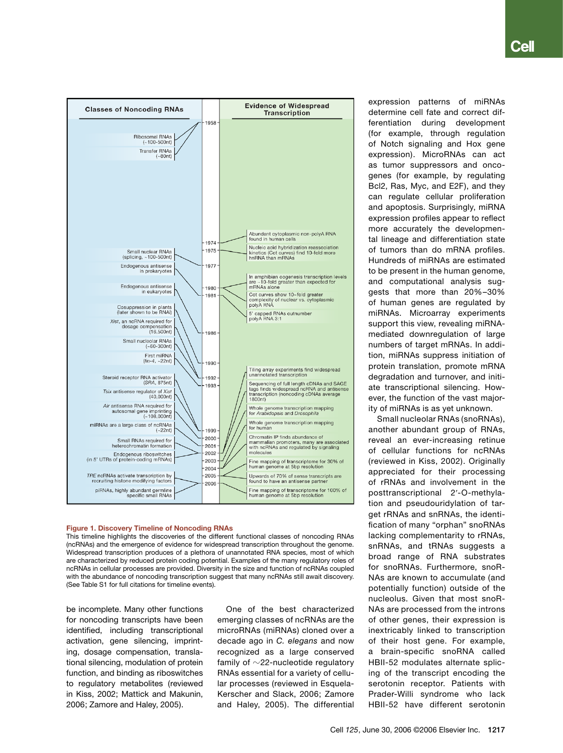**Classes of Noncoding RNAs**

- Ribosomal RNAs (~100–500nt)
- Transfer RNAs (~80nt)
- Small nuclear RNAs (splicing, ~100–500nt)
- Endogenous antisense in prokaryotes
- Endogenous antisense in eukaryotes
- Cosuppression in plants (later shown to be RNAi)
- *Xist*, an ncRNA required for dosage compensation (16,500nt)
- Small nucleolar RNAs (~60–300nt)
- First miRNA (*lin-4*, ~22nt)
- Steroid receptor RNA activator (*SRA*, 875nt)
- *Tsix* antisense regulator of *Xist* (40,000nt)
- *Air* antisense RNA required for autosomal gene imprinting (~108,000nt)
- miRNAs are a large class of ncRNAs (~22nt)
- Small RNAs required for heterochromatin formation
- Endogenous riboswitches (in 5′ UTRs of protein-coding mRNAs)
- *TRE* ncRNAs activate transcription by recruiting histone modifying factors
- piRNAs, highly abundant germline specific small RNAs

**Timeline:** 1958, 1974, 1975, 1977, 1980, 1981, 1986, 1990, 1992, 1993, 1999, 2000, 2001, 2002, 2003, 2004, 2005, 2006

**Evidence of Widespread Transcription**

- Abundant cytoplasmic non-polyA RNA found in human cells
- Nucleic acid hybridization reassociation kinetics (Cot curves) find 10-fold more hnRNA than mRNAs
- In amphibian oogenesis transcription levels are ~10-fold greater than expected for mRNAs alone
- Cot curves show 10-fold greater complexity of nuclear vs. cytoplasmic polyA RNA
- 5′ capped RNAs outnumber polyA RNA 3:1
- Tiling array experiments find widespread unannotated transcription
- Sequencing of full length cDNAs and SAGE tags finds widespread ncRNA and antisense transcription (noncoding cDNAs average 1800nt)
- Whole genome transcription mapping for *Arabidopsis* and *Drosophila*
- Whole genome transcription mapping for human
- Chromatin IP finds abundance of mammalian promoters, many are associated with ncRNAs and regulated by signaling molecules
- Fine mapping of transcriptome for 30% of human genome at 5bp resolution
- Upwards of 70% of sense transcripts are found to have an antisense partner
- Fine mapping of transcriptome for 100% of human genome at 5bp resolution

**Figure 1. Discovery Timeline of Noncoding RNAs**

This timeline highlights the discoveries of the different functional classes of noncoding RNAs (ncRNAs) and the emergence of evidence for widespread transcription throughout the genome. Widespread transcription produces of a plethora of unannotated RNA species, most of which are characterized by reduced protein coding potential. Examples of the many regulatory roles of ncRNAs in cellular processes are provided. Diversity in the size and function of ncRNAs coupled with the abundance of noncoding transcription suggest that many ncRNAs still await discovery. (See Table S1 for full citations for timeline events).

be incomplete. Many other functions for noncoding transcripts have been identified, including transcriptional activation, gene silencing, imprinting, dosage compensation, translational silencing, modulation of protein function, and binding as riboswitches to regulatory metabolites (reviewed in Kiss, 2002; Mattick and Makunin, 2006; Zamore and Haley, 2005).

One of the best characterized emerging classes of ncRNAs are the microRNAs (miRNAs) cloned over a decade ago in *C. elegans* and now recognized as a large conserved family of ~22-nucleotide regulatory RNAs essential for a variety of cellular processes (reviewed in Esquela-Kerscher and Slack, 2006; Zamore and Haley, 2005). The differential expression patterns of miRNAs determine cell fate and correct differentiation during development (for example, through regulation of Notch signaling and Hox gene expression). MicroRNAs can act as tumor suppressors and oncogenes (for example, by regulating Bcl2, Ras, Myc, and E2F), and they can regulate cellular proliferation and apoptosis. Surprisingly, miRNA expression profiles appear to reflect more accurately the developmental lineage and differentiation state of tumors than do mRNA profiles. Hundreds of miRNAs are estimated to be present in the human genome, and computational analysis suggests that more than 20%–30% of human genes are regulated by miRNAs. Microarray experiments support this view, revealing miRNA-mediated downregulation of large numbers of target mRNAs. In addition, miRNAs suppress initiation of protein translation, promote mRNA degradation and turnover, and initiate transcriptional silencing. However, the function of the vast majority of miRNAs is as yet unknown.

Small nucleolar RNAs (snoRNAs), another abundant group of RNAs, reveal an ever-increasing retinue of cellular functions for ncRNAs (reviewed in Kiss, 2002). Originally appreciated for their processing of rRNAs and involvement in the posttranscriptional 2′-O-methylation and pseudouridylation of target rRNAs and snRNAs, the identification of many "orphan" snoRNAs lacking complementarity to rRNAs, snRNAs, and tRNAs suggests a broad range of RNA substrates for snoRNAs. Furthermore, snoRNAs are known to accumulate (and potentially function) outside of the nucleolus. Given that most snoRNAs are processed from the introns of other genes, their expression is inextricably linked to transcription of their host gene. For example, a brain-specific snoRNA called HBII-52 modulates alternate splicing of the transcript encoding the serotonin receptor. Patients with Prader-Willi syndrome who lack HBII-52 have different serotonin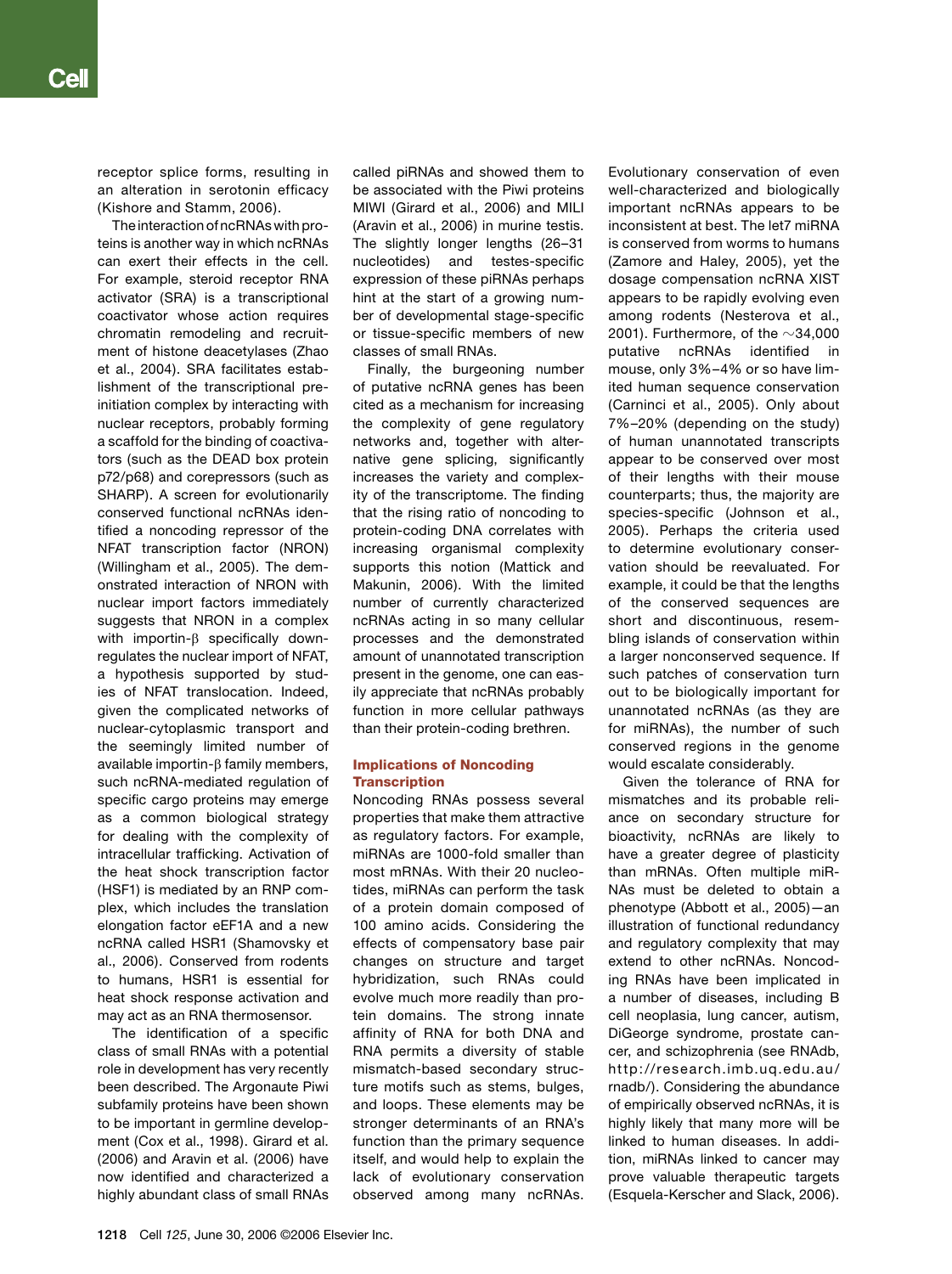receptor splice forms, resulting in an alteration in serotonin efficacy (Kishore and Stamm, 2006).

The interaction of ncRNAs with proteins is another way in which ncRNAs can exert their effects in the cell. For example, steroid receptor RNA activator (SRA) is a transcriptional coactivator whose action requires chromatin remodeling and recruitment of histone deacetylases (Zhao et al., 2004). SRA facilitates establishment of the transcriptional preinitiation complex by interacting with nuclear receptors, probably forming a scaffold for the binding of coactivators (such as the DEAD box protein p72/p68) and corepressors (such as SHARP). A screen for evolutionarily conserved functional ncRNAs identified a noncoding repressor of the NFAT transcription factor (NRON) (Willingham et al., 2005). The demonstrated interaction of NRON with nuclear import factors immediately suggests that NRON in a complex with importin-β specifically downregulates the nuclear import of NFAT, a hypothesis supported by studies of NFAT translocation. Indeed, given the complicated networks of nuclear-cytoplasmic transport and the seemingly limited number of available importin-β family members, such ncRNA-mediated regulation of specific cargo proteins may emerge as a common biological strategy for dealing with the complexity of intracellular trafficking. Activation of the heat shock transcription factor (HSF1) is mediated by an RNP complex, which includes the translation elongation factor eEF1A and a new ncRNA called HSR1 (Shamovsky et al., 2006). Conserved from rodents to humans, HSR1 is essential for heat shock response activation and may act as an RNA thermosensor.

The identification of a specific class of small RNAs with a potential role in development has very recently been described. The Argonaute Piwi subfamily proteins have been shown to be important in germline development (Cox et al., 1998). Girard et al. (2006) and Aravin et al. (2006) have now identified and characterized a highly abundant class of small RNAs called piRNAs and showed them to be associated with the Piwi proteins MIWI (Girard et al., 2006) and MILI (Aravin et al., 2006) in murine testis. The slightly longer lengths (26–31 nucleotides) and testes-specific expression of these piRNAs perhaps hint at the start of a growing number of developmental stage-specific or tissue-specific members of new classes of small RNAs.

Finally, the burgeoning number of putative ncRNA genes has been cited as a mechanism for increasing the complexity of gene regulatory networks and, together with alternative gene splicing, significantly increases the variety and complexity of the transcriptome. The finding that the rising ratio of noncoding to protein-coding DNA correlates with increasing organismal complexity supports this notion (Mattick and Makunin, 2006). With the limited number of currently characterized ncRNAs acting in so many cellular processes and the demonstrated amount of unannotated transcription present in the genome, one can easily appreciate that ncRNAs probably function in more cellular pathways than their protein-coding brethren.

## Implications of Noncoding Transcription

Noncoding RNAs possess several properties that make them attractive as regulatory factors. For example, miRNAs are 1000-fold smaller than most mRNAs. With their 20 nucleotides, miRNAs can perform the task of a protein domain composed of 100 amino acids. Considering the effects of compensatory base pair changes on structure and target hybridization, such RNAs could evolve much more readily than protein domains. The strong innate affinity of RNA for both DNA and RNA permits a diversity of stable mismatch-based secondary structure motifs such as stems, bulges, and loops. These elements may be stronger determinants of an RNA's function than the primary sequence itself, and would help to explain the lack of evolutionary conservation observed among many ncRNAs. Evolutionary conservation of even well-characterized and biologically important ncRNAs appears to be inconsistent at best. The let7 miRNA is conserved from worms to humans (Zamore and Haley, 2005), yet the dosage compensation ncRNA XIST appears to be rapidly evolving even among rodents (Nesterova et al., 2001). Furthermore, of the ~34,000 putative ncRNAs identified in mouse, only 3%–4% or so have limited human sequence conservation (Carninci et al., 2005). Only about 7%–20% (depending on the study) of human unannotated transcripts appear to be conserved over most of their lengths with their mouse counterparts; thus, the majority are species-specific (Johnson et al., 2005). Perhaps the criteria used to determine evolutionary conservation should be reevaluated. For example, it could be that the lengths of the conserved sequences are short and discontinuous, resembling islands of conservation within a larger nonconserved sequence. If such patches of conservation turn out to be biologically important for unannotated ncRNAs (as they are for miRNAs), the number of such conserved regions in the genome would escalate considerably.

Given the tolerance of RNA for mismatches and its probable reliance on secondary structure for bioactivity, ncRNAs are likely to have a greater degree of plasticity than mRNAs. Often multiple miRNAs must be deleted to obtain a phenotype (Abbott et al., 2005)—an illustration of functional redundancy and regulatory complexity that may extend to other ncRNAs. Noncoding RNAs have been implicated in a number of diseases, including B cell neoplasia, lung cancer, autism, DiGeorge syndrome, prostate cancer, and schizophrenia (see RNAdb, http://research.imb.uq.edu.au/rnadb/). Considering the abundance of empirically observed ncRNAs, it is highly likely that many more will be linked to human diseases. In addition, miRNAs linked to cancer may prove valuable therapeutic targets (Esquela-Kerscher and Slack, 2006).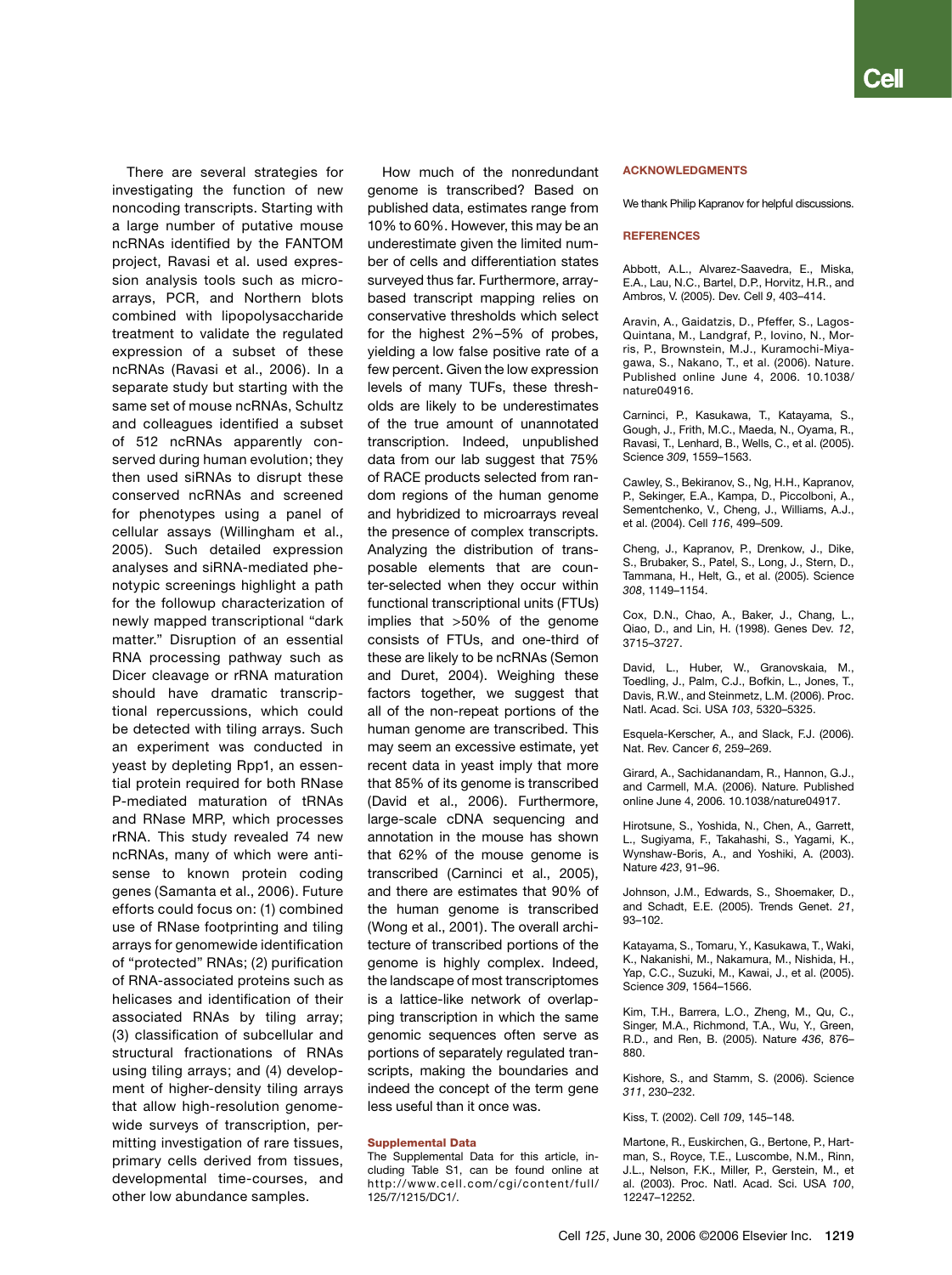There are several strategies for investigating the function of new noncoding transcripts. Starting with a large number of putative mouse ncRNAs identified by the FANTOM project, Ravasi et al. used expression analysis tools such as microarrays, PCR, and Northern blots combined with lipopolysaccharide treatment to validate the regulated expression of a subset of these ncRNAs (Ravasi et al., 2006). In a separate study but starting with the same set of mouse ncRNAs, Schultz and colleagues identified a subset of 512 ncRNAs apparently conserved during human evolution; they then used siRNAs to disrupt these conserved ncRNAs and screened for phenotypes using a panel of cellular assays (Willingham et al., 2005). Such detailed expression analyses and siRNA-mediated phenotypic screenings highlight a path for the followup characterization of newly mapped transcriptional "dark matter." Disruption of an essential RNA processing pathway such as Dicer cleavage or rRNA maturation should have dramatic transcriptional repercussions, which could be detected with tiling arrays. Such an experiment was conducted in yeast by depleting Rpp1, an essential protein required for both RNase P-mediated maturation of tRNAs and RNase MRP, which processes rRNA. This study revealed 74 new ncRNAs, many of which were antisense to known protein coding genes (Samanta et al., 2006). Future efforts could focus on: (1) combined use of RNase footprinting and tiling arrays for genomewide identification of "protected" RNAs; (2) purification of RNA-associated proteins such as helicases and identification of their associated RNAs by tiling array; (3) classification of subcellular and structural fractionations of RNAs using tiling arrays; and (4) development of higher-density tiling arrays that allow high-resolution genomewide surveys of transcription, permitting investigation of rare tissues, primary cells derived from tissues, developmental time-courses, and other low abundance samples.

How much of the nonredundant genome is transcribed? Based on published data, estimates range from 10% to 60%. However, this may be an underestimate given the limited number of cells and differentiation states surveyed thus far. Furthermore, array-based transcript mapping relies on conservative thresholds which select for the highest 2%–5% of probes, yielding a low false positive rate of a few percent. Given the low expression levels of many TUFs, these thresholds are likely to be underestimates of the true amount of unannotated transcription. Indeed, unpublished data from our lab suggest that 75% of RACE products selected from random regions of the human genome and hybridized to microarrays reveal the presence of complex transcripts. Analyzing the distribution of transposable elements that are counter-selected when they occur within functional transcriptional units (FTUs) implies that >50% of the genome consists of FTUs, and one-third of these are likely to be ncRNAs (Semon and Duret, 2004). Weighing these factors together, we suggest that all of the non-repeat portions of the human genome are transcribed. This may seem an excessive estimate, yet recent data in yeast imply that more that 85% of its genome is transcribed (David et al., 2006). Furthermore, large-scale cDNA sequencing and annotation in the mouse has shown that 62% of the mouse genome is transcribed (Carninci et al., 2005), and there are estimates that 90% of the human genome is transcribed (Wong et al., 2001). The overall architecture of transcribed portions of the genome is highly complex. Indeed, the landscape of most transcriptomes is a lattice-like network of overlapping transcription in which the same genomic sequences often serve as portions of separately regulated transcripts, making the boundaries and indeed the concept of the term gene less useful than it once was.

### Supplemental Data

The Supplemental Data for this article, including Table S1, can be found online at http://www.cell.com/cgi/content/full/125/7/1215/DC1/.

## ACKNOWLEDGMENTS

We thank Philip Kapranov for helpful discussions.

## REFERENCES

Abbott, A.L., Alvarez-Saavedra, E., Miska, E.A., Lau, N.C., Bartel, D.P., Horvitz, H.R., and Ambros, V. (2005). Dev. Cell *9*, 403–414.

Aravin, A., Gaidatzis, D., Pfeffer, S., Lagos-Quintana, M., Landgraf, P., Iovino, N., Morris, P., Brownstein, M.J., Kuramochi-Miyagawa, S., Nakano, T., et al. (2006). Nature. Published online June 4, 2006. 10.1038/nature04916.

Carninci, P., Kasukawa, T., Katayama, S., Gough, J., Frith, M.C., Maeda, N., Oyama, R., Ravasi, T., Lenhard, B., Wells, C., et al. (2005). Science *309*, 1559–1563.

Cawley, S., Bekiranov, S., Ng, H.H., Kapranov, P., Sekinger, E.A., Kampa, D., Piccolboni, A., Sementchenko, V., Cheng, J., Williams, A.J., et al. (2004). Cell *116*, 499–509.

Cheng, J., Kapranov, P., Drenkow, J., Dike, S., Brubaker, S., Patel, S., Long, J., Stern, D., Tammana, H., Helt, G., et al. (2005). Science *308*, 1149–1154.

Cox, D.N., Chao, A., Baker, J., Chang, L., Qiao, D., and Lin, H. (1998). Genes Dev. *12*, 3715–3727.

David, L., Huber, W., Granovskaia, M., Toedling, J., Palm, C.J., Bofkin, L., Jones, T., Davis, R.W., and Steinmetz, L.M. (2006). Proc. Natl. Acad. Sci. USA *103*, 5320–5325.

Esquela-Kerscher, A., and Slack, F.J. (2006). Nat. Rev. Cancer *6*, 259–269.

Girard, A., Sachidanandam, R., Hannon, G.J., and Carmell, M.A. (2006). Nature. Published online June 4, 2006. 10.1038/nature04917.

Hirotsune, S., Yoshida, N., Chen, A., Garrett, L., Sugiyama, F., Takahashi, S., Yagami, K., Wynshaw-Boris, A., and Yoshiki, A. (2003). Nature *423*, 91–96.

Johnson, J.M., Edwards, S., Shoemaker, D., and Schadt, E.E. (2005). Trends Genet. *21*, 93–102.

Katayama, S., Tomaru, Y., Kasukawa, T., Waki, K., Nakanishi, M., Nakamura, M., Nishida, H., Yap, C.C., Suzuki, M., Kawai, J., et al. (2005). Science *309*, 1564–1566.

Kim, T.H., Barrera, L.O., Zheng, M., Qu, C., Singer, M.A., Richmond, T.A., Wu, Y., Green, R.D., and Ren, B. (2005). Nature *436*, 876–880.

Kishore, S., and Stamm, S. (2006). Science *311*, 230–232.

Kiss, T. (2002). Cell *109*, 145–148.

Martone, R., Euskirchen, G., Bertone, P., Hartman, S., Royce, T.E., Luscombe, N.M., Rinn, J.L., Nelson, F.K., Miller, P., Gerstein, M., et al. (2003). Proc. Natl. Acad. Sci. USA *100*, 12247–12252.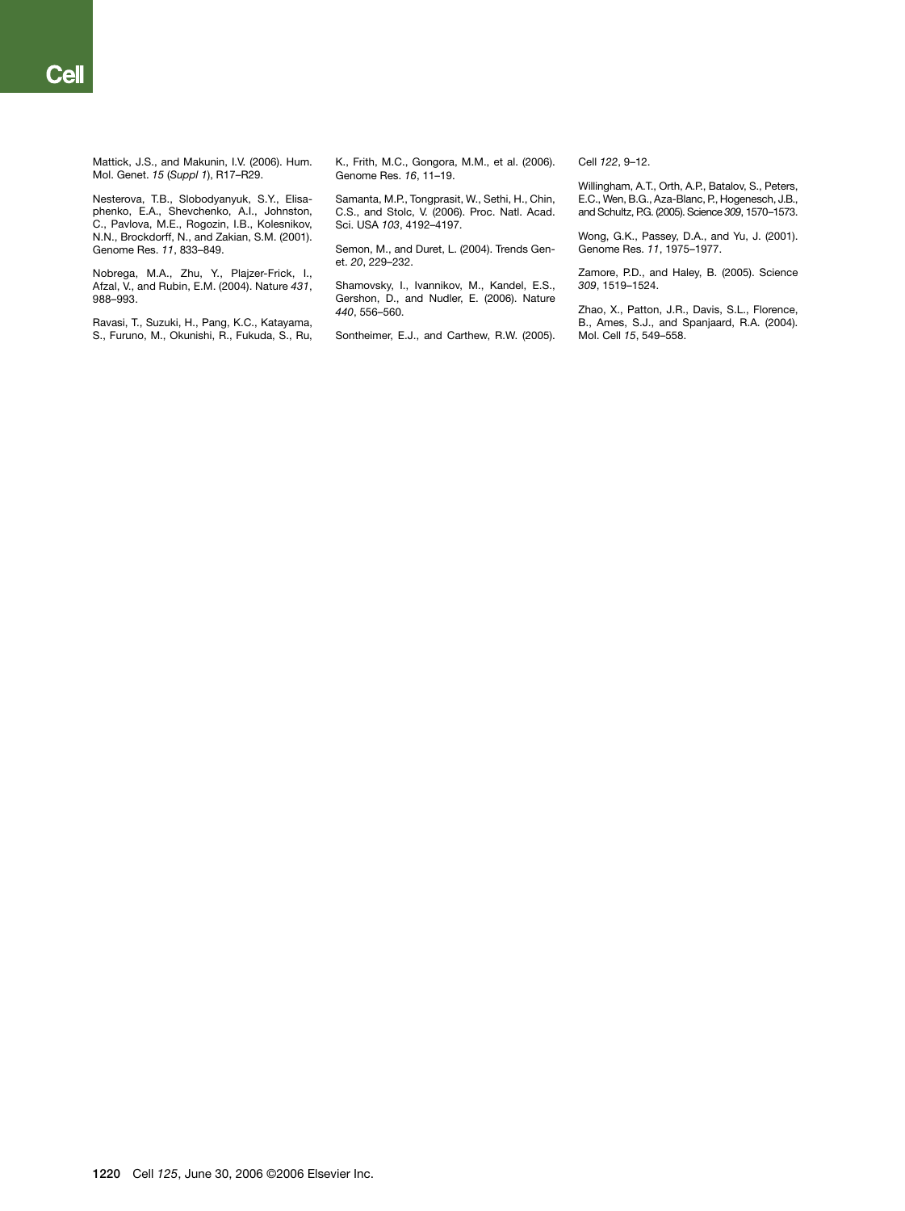Mattick, J.S., and Makunin, I.V. (2006). Hum. Mol. Genet. *15* (*Suppl 1*), R17–R29.

Nesterova, T.B., Slobodyanyuk, S.Y., Elisaphenko, E.A., Shevchenko, A.I., Johnston, C., Pavlova, M.E., Rogozin, I.B., Kolesnikov, N.N., Brockdorff, N., and Zakian, S.M. (2001). Genome Res. *11*, 833–849.

Nobrega, M.A., Zhu, Y., Plajzer-Frick, I., Afzal, V., and Rubin, E.M. (2004). Nature *431*, 988–993.

Ravasi, T., Suzuki, H., Pang, K.C., Katayama, S., Furuno, M., Okunishi, R., Fukuda, S., Ru, K., Frith, M.C., Gongora, M.M., et al. (2006). Genome Res. *16*, 11–19.

Samanta, M.P., Tongprasit, W., Sethi, H., Chin, C.S., and Stolc, V. (2006). Proc. Natl. Acad. Sci. USA *103*, 4192–4197.

Semon, M., and Duret, L. (2004). Trends Genet. *20*, 229–232.

Shamovsky, I., Ivannikov, M., Kandel, E.S., Gershon, D., and Nudler, E. (2006). Nature *440*, 556–560.

Sontheimer, E.J., and Carthew, R.W. (2005). Cell *122*, 9–12.

Willingham, A.T., Orth, A.P., Batalov, S., Peters, E.C., Wen, B.G., Aza-Blanc, P., Hogenesch, J.B., and Schultz, P.G. (2005). Science *309*, 1570–1573.

Wong, G.K., Passey, D.A., and Yu, J. (2001). Genome Res. *11*, 1975–1977.

Zamore, P.D., and Haley, B. (2005). Science *309*, 1519–1524.

Zhao, X., Patton, J.R., Davis, S.L., Florence, B., Ames, S.J., and Spanjaard, R.A. (2004). Mol. Cell *15*, 549–558.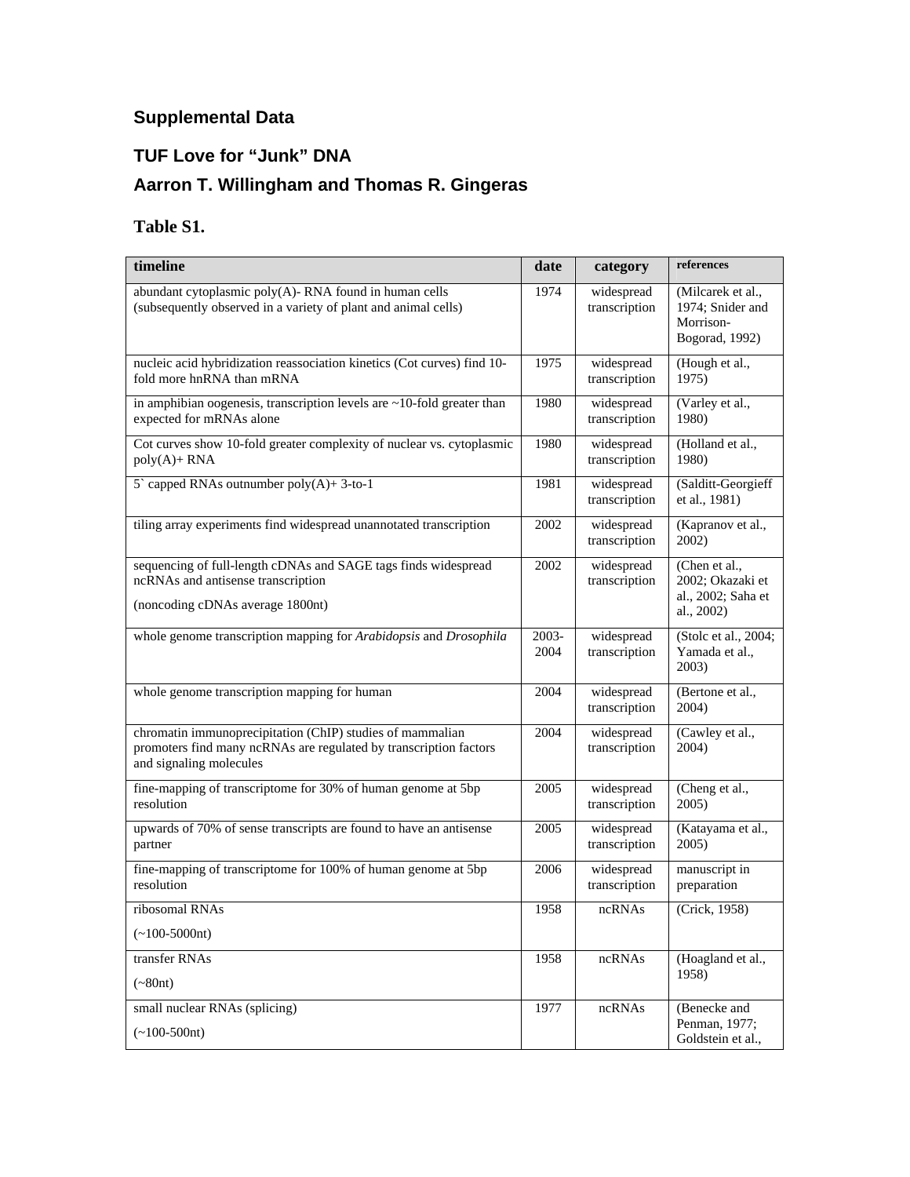## Supplemental Data

## TUF Love for "Junk" DNA

## Aarron T. Willingham and Thomas R. Gingeras

### Table S1.

| timeline | date | category | references |
|---|---|---|---|
| abundant cytoplasmic poly(A)- RNA found in human cells (subsequently observed in a variety of plant and animal cells) | 1974 | widespread transcription | (Milcarek et al., 1974; Snider and Morrison-Bogorad, 1992) |
| nucleic acid hybridization reassociation kinetics (Cot curves) find 10-fold more hnRNA than mRNA | 1975 | widespread transcription | (Hough et al., 1975) |
| in amphibian oogenesis, transcription levels are ~10-fold greater than expected for mRNAs alone | 1980 | widespread transcription | (Varley et al., 1980) |
| Cot curves show 10-fold greater complexity of nuclear vs. cytoplasmic poly(A)+ RNA | 1980 | widespread transcription | (Holland et al., 1980) |
| 5` capped RNAs outnumber poly(A)+ 3-to-1 | 1981 | widespread transcription | (Salditt-Georgieff et al., 1981) |
| tiling array experiments find widespread unannotated transcription | 2002 | widespread transcription | (Kapranov et al., 2002) |
| sequencing of full-length cDNAs and SAGE tags finds widespread ncRNAs and antisense transcription (noncoding cDNAs average 1800nt) | 2002 | widespread transcription | (Chen et al., 2002; Okazaki et al., 2002; Saha et al., 2002) |
| whole genome transcription mapping for *Arabidopsis* and *Drosophila* | 2003-2004 | widespread transcription | (Stolc et al., 2004; Yamada et al., 2003) |
| whole genome transcription mapping for human | 2004 | widespread transcription | (Bertone et al., 2004) |
| chromatin immunoprecipitation (ChIP) studies of mammalian promoters find many ncRNAs are regulated by transcription factors and signaling molecules | 2004 | widespread transcription | (Cawley et al., 2004) |
| fine-mapping of transcriptome for 30% of human genome at 5bp resolution | 2005 | widespread transcription | (Cheng et al., 2005) |
| upwards of 70% of sense transcripts are found to have an antisense partner | 2005 | widespread transcription | (Katayama et al., 2005) |
| fine-mapping of transcriptome for 100% of human genome at 5bp resolution | 2006 | widespread transcription | manuscript in preparation |
| ribosomal RNAs (~100-5000nt) | 1958 | ncRNAs | (Crick, 1958) |
| transfer RNAs (~80nt) | 1958 | ncRNAs | (Hoagland et al., 1958) |
| small nuclear RNAs (splicing) (~100-500nt) | 1977 | ncRNAs | (Benecke and Penman, 1977; Goldstein et al., |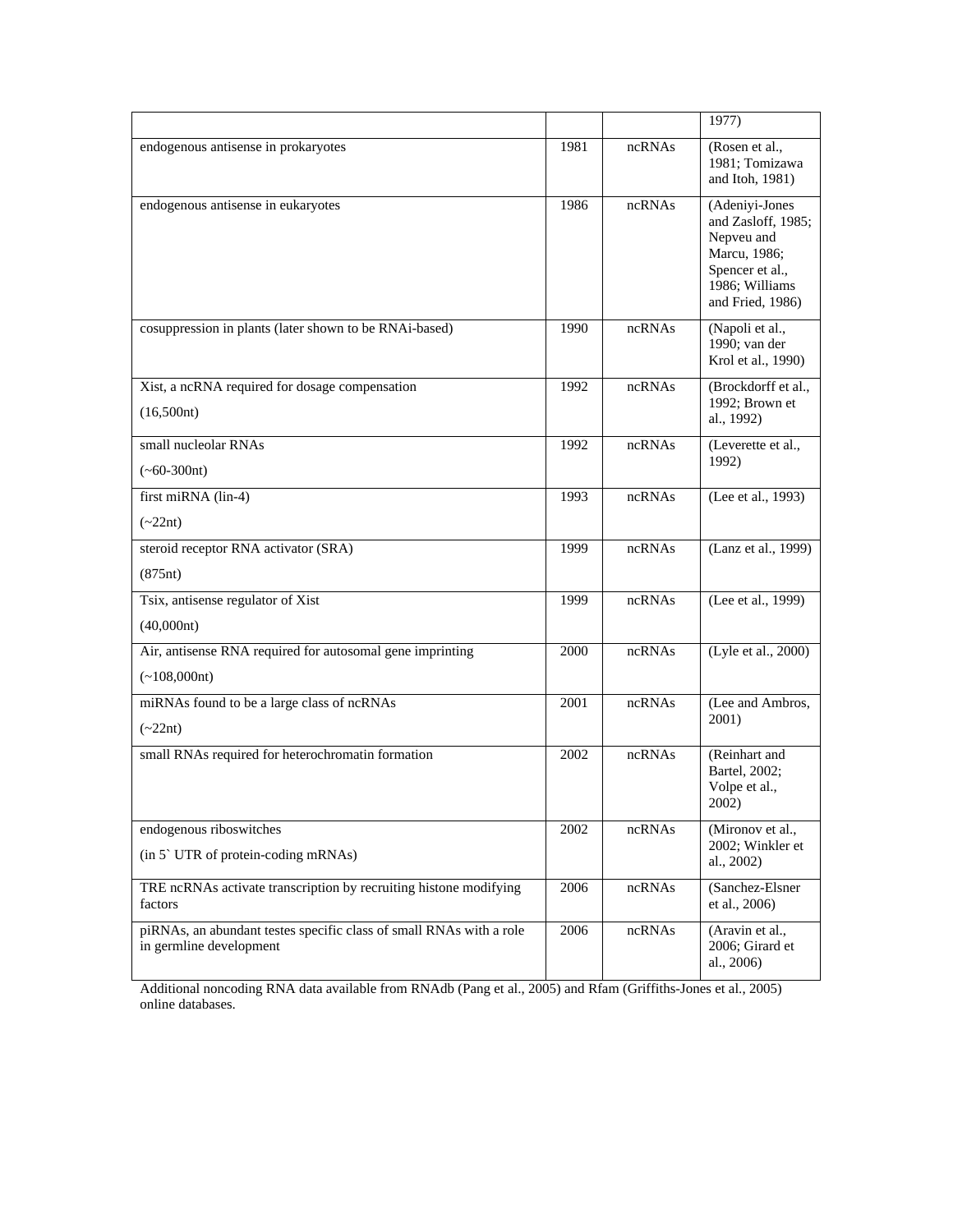| | | | |
|---|---|---|---|
| | | | 1977) |
| endogenous antisense in prokaryotes | 1981 | ncRNAs | (Rosen et al., 1981; Tomizawa and Itoh, 1981) |
| endogenous antisense in eukaryotes | 1986 | ncRNAs | (Adeniyi-Jones and Zasloff, 1985; Nepveu and Marcu, 1986; Spencer et al., 1986; Williams and Fried, 1986) |
| cosuppression in plants (later shown to be RNAi-based) | 1990 | ncRNAs | (Napoli et al., 1990; van der Krol et al., 1990) |
| Xist, a ncRNA required for dosage compensation (16,500nt) | 1992 | ncRNAs | (Brockdorff et al., 1992; Brown et al., 1992) |
| small nucleolar RNAs (~60-300nt) | 1992 | ncRNAs | (Leverette et al., 1992) |
| first miRNA (lin-4) (~22nt) | 1993 | ncRNAs | (Lee et al., 1993) |
| steroid receptor RNA activator (SRA) (875nt) | 1999 | ncRNAs | (Lanz et al., 1999) |
| Tsix, antisense regulator of Xist (40,000nt) | 1999 | ncRNAs | (Lee et al., 1999) |
| Air, antisense RNA required for autosomal gene imprinting (~108,000nt) | 2000 | ncRNAs | (Lyle et al., 2000) |
| miRNAs found to be a large class of ncRNAs (~22nt) | 2001 | ncRNAs | (Lee and Ambros, 2001) |
| small RNAs required for heterochromatin formation | 2002 | ncRNAs | (Reinhart and Bartel, 2002; Volpe et al., 2002) |
| endogenous riboswitches (in 5` UTR of protein-coding mRNAs) | 2002 | ncRNAs | (Mironov et al., 2002; Winkler et al., 2002) |
| TRE ncRNAs activate transcription by recruiting histone modifying factors | 2006 | ncRNAs | (Sanchez-Elsner et al., 2006) |
| piRNAs, an abundant testes specific class of small RNAs with a role in germline development | 2006 | ncRNAs | (Aravin et al., 2006; Girard et al., 2006) |

Additional noncoding RNA data available from RNAdb (Pang et al., 2005) and Rfam (Griffiths-Jones et al., 2005) online databases.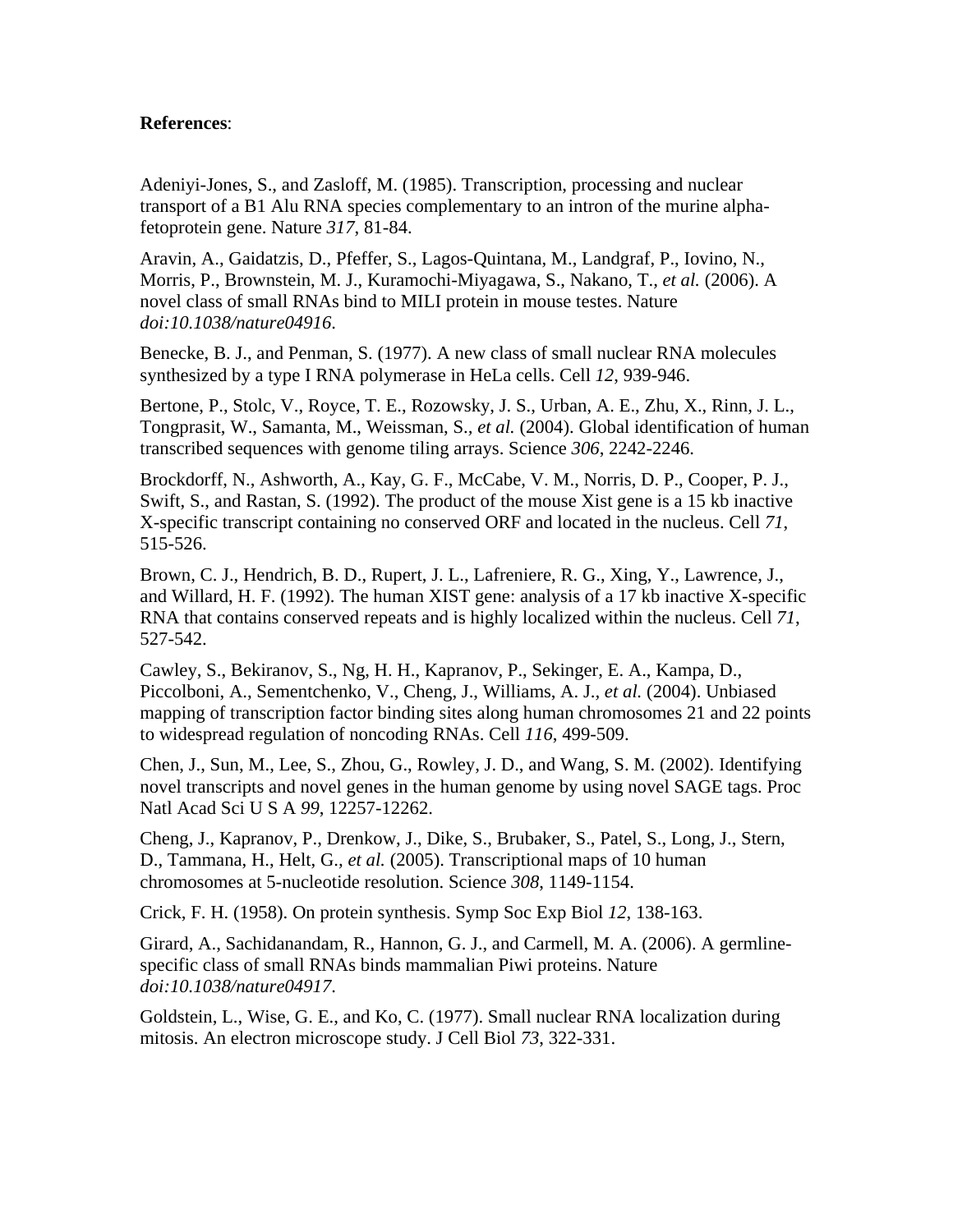**References**:

Adeniyi-Jones, S., and Zasloff, M. (1985). Transcription, processing and nuclear transport of a B1 Alu RNA species complementary to an intron of the murine alpha-fetoprotein gene. Nature *317*, 81-84.

Aravin, A., Gaidatzis, D., Pfeffer, S., Lagos-Quintana, M., Landgraf, P., Iovino, N., Morris, P., Brownstein, M. J., Kuramochi-Miyagawa, S., Nakano, T., *et al.* (2006). A novel class of small RNAs bind to MILI protein in mouse testes. Nature *doi:10.1038/nature04916*.

Benecke, B. J., and Penman, S. (1977). A new class of small nuclear RNA molecules synthesized by a type I RNA polymerase in HeLa cells. Cell *12*, 939-946.

Bertone, P., Stolc, V., Royce, T. E., Rozowsky, J. S., Urban, A. E., Zhu, X., Rinn, J. L., Tongprasit, W., Samanta, M., Weissman, S., *et al.* (2004). Global identification of human transcribed sequences with genome tiling arrays. Science *306*, 2242-2246.

Brockdorff, N., Ashworth, A., Kay, G. F., McCabe, V. M., Norris, D. P., Cooper, P. J., Swift, S., and Rastan, S. (1992). The product of the mouse Xist gene is a 15 kb inactive X-specific transcript containing no conserved ORF and located in the nucleus. Cell *71*, 515-526.

Brown, C. J., Hendrich, B. D., Rupert, J. L., Lafreniere, R. G., Xing, Y., Lawrence, J., and Willard, H. F. (1992). The human XIST gene: analysis of a 17 kb inactive X-specific RNA that contains conserved repeats and is highly localized within the nucleus. Cell *71*, 527-542.

Cawley, S., Bekiranov, S., Ng, H. H., Kapranov, P., Sekinger, E. A., Kampa, D., Piccolboni, A., Sementchenko, V., Cheng, J., Williams, A. J., *et al.* (2004). Unbiased mapping of transcription factor binding sites along human chromosomes 21 and 22 points to widespread regulation of noncoding RNAs. Cell *116*, 499-509.

Chen, J., Sun, M., Lee, S., Zhou, G., Rowley, J. D., and Wang, S. M. (2002). Identifying novel transcripts and novel genes in the human genome by using novel SAGE tags. Proc Natl Acad Sci U S A *99*, 12257-12262.

Cheng, J., Kapranov, P., Drenkow, J., Dike, S., Brubaker, S., Patel, S., Long, J., Stern, D., Tammana, H., Helt, G., *et al.* (2005). Transcriptional maps of 10 human chromosomes at 5-nucleotide resolution. Science *308*, 1149-1154.

Crick, F. H. (1958). On protein synthesis. Symp Soc Exp Biol *12*, 138-163.

Girard, A., Sachidanandam, R., Hannon, G. J., and Carmell, M. A. (2006). A germline-specific class of small RNAs binds mammalian Piwi proteins. Nature *doi:10.1038/nature04917*.

Goldstein, L., Wise, G. E., and Ko, C. (1977). Small nuclear RNA localization during mitosis. An electron microscope study. J Cell Biol *73*, 322-331.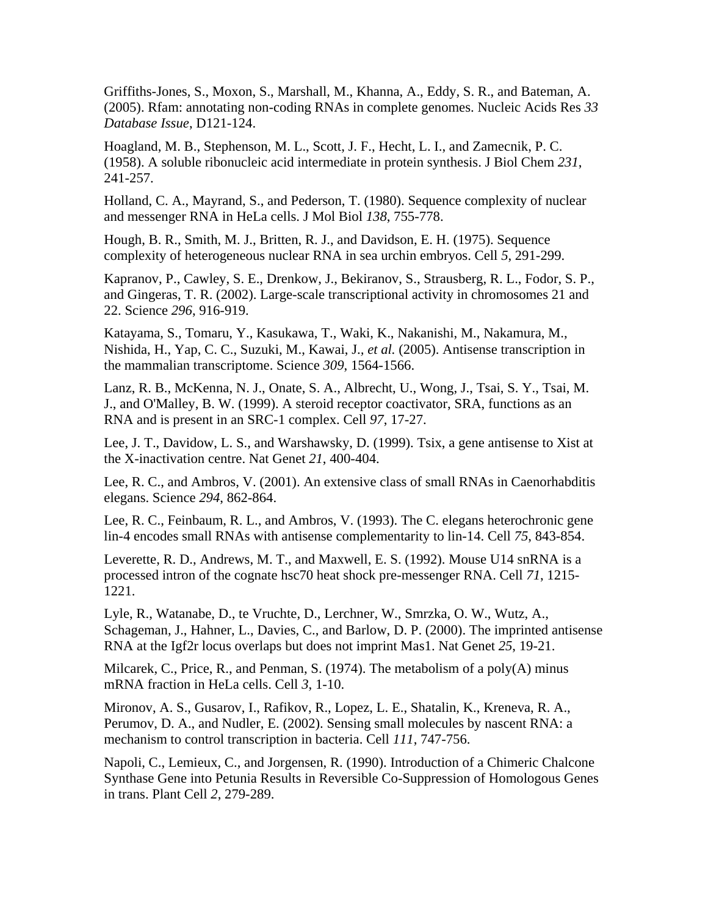Griffiths-Jones, S., Moxon, S., Marshall, M., Khanna, A., Eddy, S. R., and Bateman, A. (2005). Rfam: annotating non-coding RNAs in complete genomes. Nucleic Acids Res *33 Database Issue*, D121-124.

Hoagland, M. B., Stephenson, M. L., Scott, J. F., Hecht, L. I., and Zamecnik, P. C. (1958). A soluble ribonucleic acid intermediate in protein synthesis. J Biol Chem *231*, 241-257.

Holland, C. A., Mayrand, S., and Pederson, T. (1980). Sequence complexity of nuclear and messenger RNA in HeLa cells. J Mol Biol *138*, 755-778.

Hough, B. R., Smith, M. J., Britten, R. J., and Davidson, E. H. (1975). Sequence complexity of heterogeneous nuclear RNA in sea urchin embryos. Cell *5*, 291-299.

Kapranov, P., Cawley, S. E., Drenkow, J., Bekiranov, S., Strausberg, R. L., Fodor, S. P., and Gingeras, T. R. (2002). Large-scale transcriptional activity in chromosomes 21 and 22. Science *296*, 916-919.

Katayama, S., Tomaru, Y., Kasukawa, T., Waki, K., Nakanishi, M., Nakamura, M., Nishida, H., Yap, C. C., Suzuki, M., Kawai, J., *et al.* (2005). Antisense transcription in the mammalian transcriptome. Science *309*, 1564-1566.

Lanz, R. B., McKenna, N. J., Onate, S. A., Albrecht, U., Wong, J., Tsai, S. Y., Tsai, M. J., and O'Malley, B. W. (1999). A steroid receptor coactivator, SRA, functions as an RNA and is present in an SRC-1 complex. Cell *97*, 17-27.

Lee, J. T., Davidow, L. S., and Warshawsky, D. (1999). Tsix, a gene antisense to Xist at the X-inactivation centre. Nat Genet *21*, 400-404.

Lee, R. C., and Ambros, V. (2001). An extensive class of small RNAs in Caenorhabditis elegans. Science *294*, 862-864.

Lee, R. C., Feinbaum, R. L., and Ambros, V. (1993). The C. elegans heterochronic gene lin-4 encodes small RNAs with antisense complementarity to lin-14. Cell *75*, 843-854.

Leverette, R. D., Andrews, M. T., and Maxwell, E. S. (1992). Mouse U14 snRNA is a processed intron of the cognate hsc70 heat shock pre-messenger RNA. Cell *71*, 1215-1221.

Lyle, R., Watanabe, D., te Vruchte, D., Lerchner, W., Smrzka, O. W., Wutz, A., Schageman, J., Hahner, L., Davies, C., and Barlow, D. P. (2000). The imprinted antisense RNA at the Igf2r locus overlaps but does not imprint Mas1. Nat Genet *25*, 19-21.

Milcarek, C., Price, R., and Penman, S. (1974). The metabolism of a poly(A) minus mRNA fraction in HeLa cells. Cell *3*, 1-10.

Mironov, A. S., Gusarov, I., Rafikov, R., Lopez, L. E., Shatalin, K., Kreneva, R. A., Perumov, D. A., and Nudler, E. (2002). Sensing small molecules by nascent RNA: a mechanism to control transcription in bacteria. Cell *111*, 747-756.

Napoli, C., Lemieux, C., and Jorgensen, R. (1990). Introduction of a Chimeric Chalcone Synthase Gene into Petunia Results in Reversible Co-Suppression of Homologous Genes in trans. Plant Cell *2*, 279-289.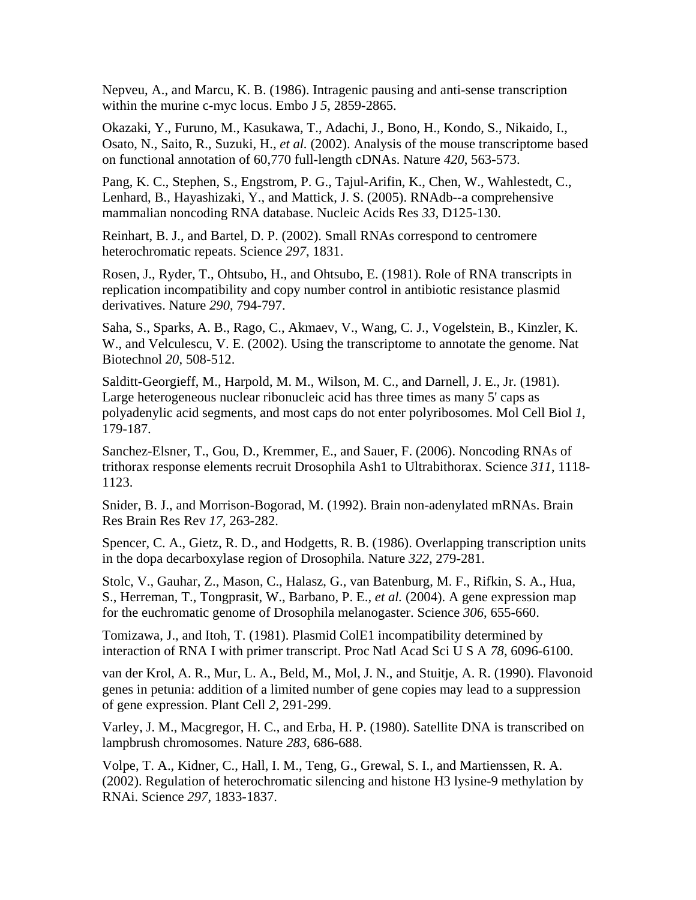Nepveu, A., and Marcu, K. B. (1986). Intragenic pausing and anti-sense transcription within the murine c-myc locus. Embo J *5*, 2859-2865.

Okazaki, Y., Furuno, M., Kasukawa, T., Adachi, J., Bono, H., Kondo, S., Nikaido, I., Osato, N., Saito, R., Suzuki, H., *et al.* (2002). Analysis of the mouse transcriptome based on functional annotation of 60,770 full-length cDNAs. Nature *420*, 563-573.

Pang, K. C., Stephen, S., Engstrom, P. G., Tajul-Arifin, K., Chen, W., Wahlestedt, C., Lenhard, B., Hayashizaki, Y., and Mattick, J. S. (2005). RNAdb--a comprehensive mammalian noncoding RNA database. Nucleic Acids Res *33*, D125-130.

Reinhart, B. J., and Bartel, D. P. (2002). Small RNAs correspond to centromere heterochromatic repeats. Science *297*, 1831.

Rosen, J., Ryder, T., Ohtsubo, H., and Ohtsubo, E. (1981). Role of RNA transcripts in replication incompatibility and copy number control in antibiotic resistance plasmid derivatives. Nature *290*, 794-797.

Saha, S., Sparks, A. B., Rago, C., Akmaev, V., Wang, C. J., Vogelstein, B., Kinzler, K. W., and Velculescu, V. E. (2002). Using the transcriptome to annotate the genome. Nat Biotechnol *20*, 508-512.

Salditt-Georgieff, M., Harpold, M. M., Wilson, M. C., and Darnell, J. E., Jr. (1981). Large heterogeneous nuclear ribonucleic acid has three times as many 5' caps as polyadenylic acid segments, and most caps do not enter polyribosomes. Mol Cell Biol *1*, 179-187.

Sanchez-Elsner, T., Gou, D., Kremmer, E., and Sauer, F. (2006). Noncoding RNAs of trithorax response elements recruit Drosophila Ash1 to Ultrabithorax. Science *311*, 1118-1123.

Snider, B. J., and Morrison-Bogorad, M. (1992). Brain non-adenylated mRNAs. Brain Res Brain Res Rev *17*, 263-282.

Spencer, C. A., Gietz, R. D., and Hodgetts, R. B. (1986). Overlapping transcription units in the dopa decarboxylase region of Drosophila. Nature *322*, 279-281.

Stolc, V., Gauhar, Z., Mason, C., Halasz, G., van Batenburg, M. F., Rifkin, S. A., Hua, S., Herreman, T., Tongprasit, W., Barbano, P. E., *et al.* (2004). A gene expression map for the euchromatic genome of Drosophila melanogaster. Science *306*, 655-660.

Tomizawa, J., and Itoh, T. (1981). Plasmid ColE1 incompatibility determined by interaction of RNA I with primer transcript. Proc Natl Acad Sci U S A *78*, 6096-6100.

van der Krol, A. R., Mur, L. A., Beld, M., Mol, J. N., and Stuitje, A. R. (1990). Flavonoid genes in petunia: addition of a limited number of gene copies may lead to a suppression of gene expression. Plant Cell *2*, 291-299.

Varley, J. M., Macgregor, H. C., and Erba, H. P. (1980). Satellite DNA is transcribed on lampbrush chromosomes. Nature *283*, 686-688.

Volpe, T. A., Kidner, C., Hall, I. M., Teng, G., Grewal, S. I., and Martienssen, R. A. (2002). Regulation of heterochromatic silencing and histone H3 lysine-9 methylation by RNAi. Science *297*, 1833-1837.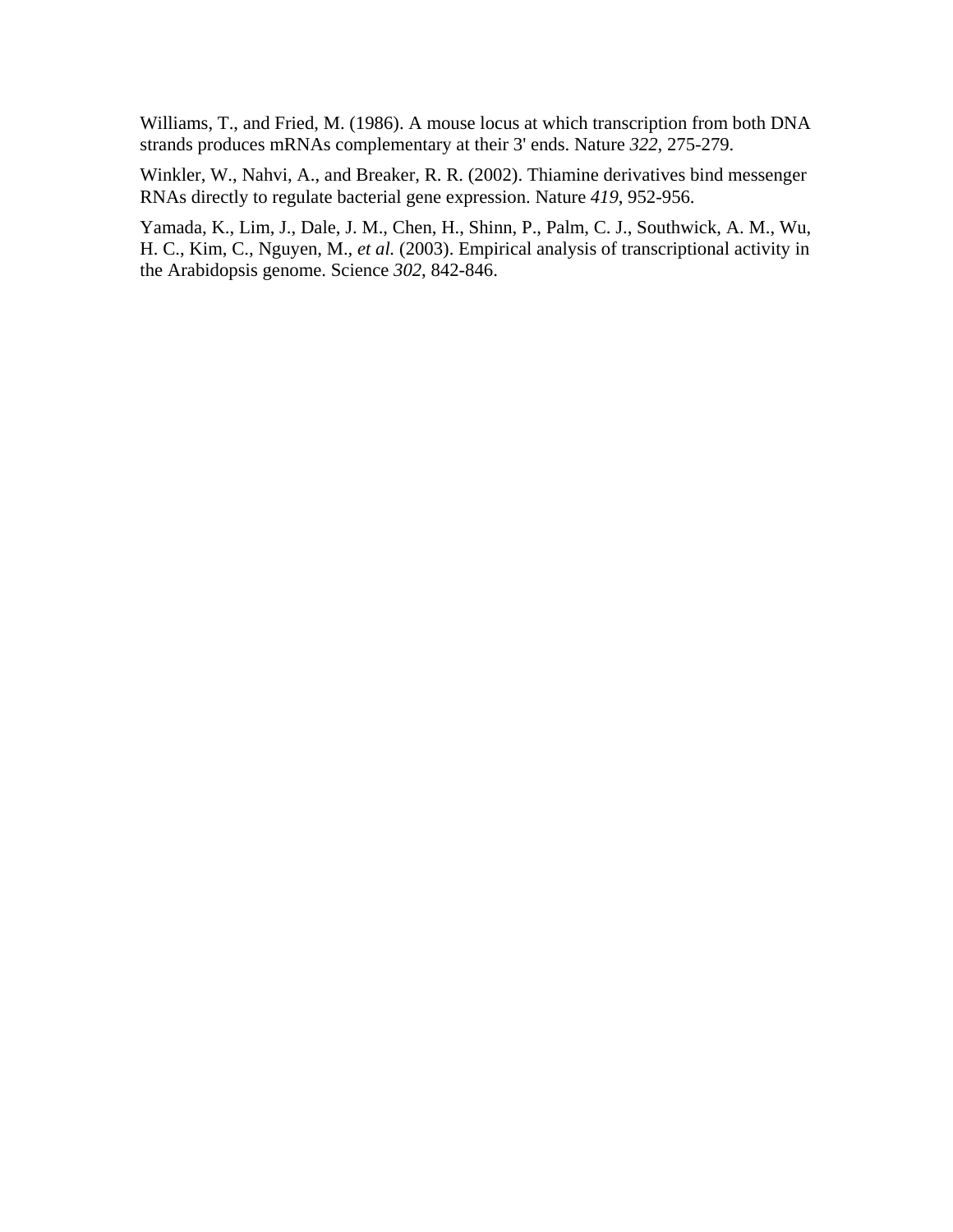Williams, T., and Fried, M. (1986). A mouse locus at which transcription from both DNA strands produces mRNAs complementary at their 3' ends. Nature *322*, 275-279.

Winkler, W., Nahvi, A., and Breaker, R. R. (2002). Thiamine derivatives bind messenger RNAs directly to regulate bacterial gene expression. Nature *419*, 952-956.

Yamada, K., Lim, J., Dale, J. M., Chen, H., Shinn, P., Palm, C. J., Southwick, A. M., Wu, H. C., Kim, C., Nguyen, M., *et al.* (2003). Empirical analysis of transcriptional activity in the Arabidopsis genome. Science *302*, 842-846.